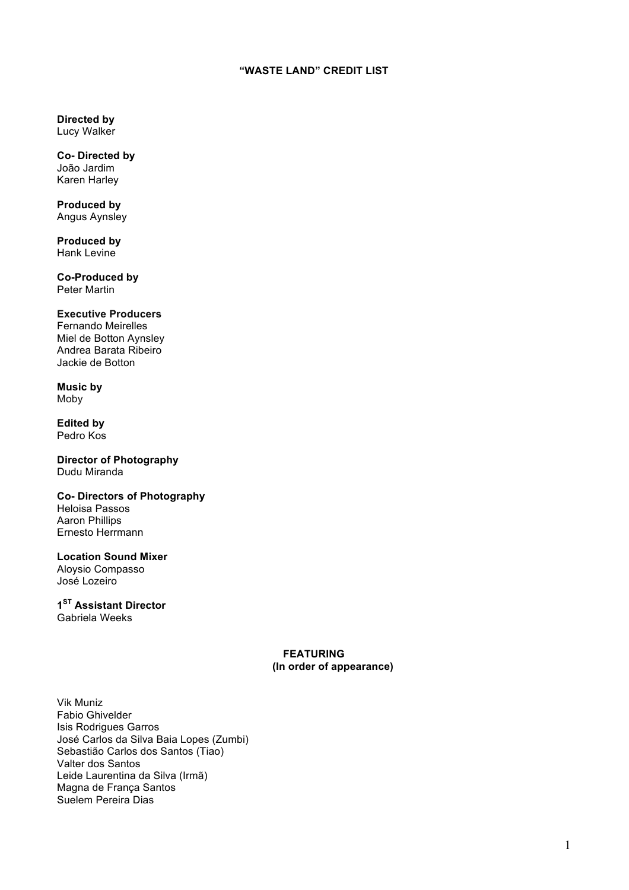# "WASTE LAND" CREDIT LIST

**Directed by**
Lucy Walker

**Co- Directed by**
João Jardim
Karen Harley

**Produced by**
Angus Aynsley

**Produced by**
Hank Levine

**Co-Produced by**
Peter Martin

**Executive Producers**
Fernando Meirelles
Miel de Botton Aynsley
Andrea Barata Ribeiro
Jackie de Botton

**Music by**
Moby

**Edited by**
Pedro Kos

**Director of Photography**
Dudu Miranda

**Co- Directors of Photography**
Heloisa Passos
Aaron Phillips
Ernesto Herrmann

**Location Sound Mixer**
Aloysio Compasso
José Lozeiro

**1ST Assistant Director**
Gabriela Weeks

## FEATURING
**(In order of appearance)**

Vik Muniz
Fabio Ghivelder
Isis Rodrigues Garros
José Carlos da Silva Baia Lopes (Zumbi)
Sebastião Carlos dos Santos (Tiao)
Valter dos Santos
Leide Laurentina da Silva (Irmã)
Magna de França Santos
Suelem Pereira Dias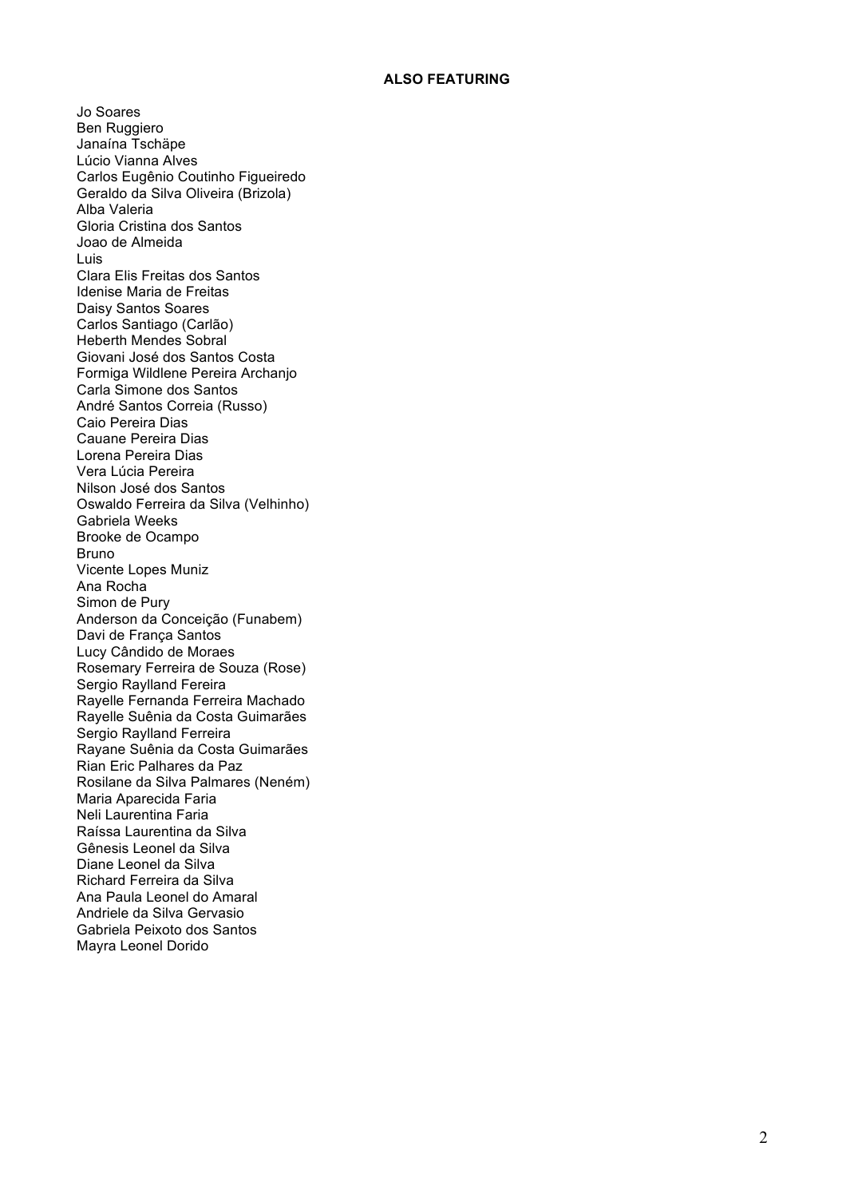**ALSO FEATURING**

Jo Soares
Ben Ruggiero
Janaína Tschäpe
Lúcio Vianna Alves
Carlos Eugênio Coutinho Figueiredo
Geraldo da Silva Oliveira (Brizola)
Alba Valeria
Gloria Cristina dos Santos
Joao de Almeida
Luis
Clara Elis Freitas dos Santos
Idenise Maria de Freitas
Daisy Santos Soares
Carlos Santiago (Carlão)
Heberth Mendes Sobral
Giovani José dos Santos Costa
Formiga Wildlene Pereira Archanjo
Carla Simone dos Santos
André Santos Correia (Russo)
Caio Pereira Dias
Cauane Pereira Dias
Lorena Pereira Dias
Vera Lúcia Pereira
Nilson José dos Santos
Oswaldo Ferreira da Silva (Velhinho)
Gabriela Weeks
Brooke de Ocampo
Bruno
Vicente Lopes Muniz
Ana Rocha
Simon de Pury
Anderson da Conceição (Funabem)
Davi de França Santos
Lucy Cândido de Moraes
Rosemary Ferreira de Souza (Rose)
Sergio Raylland Fereira
Rayelle Fernanda Ferreira Machado
Rayelle Suênia da Costa Guimarães
Sergio Raylland Ferreira
Rayane Suênia da Costa Guimarães
Rian Eric Palhares da Paz
Rosilane da Silva Palmares (Neném)
Maria Aparecida Faria
Neli Laurentina Faria
Raíssa Laurentina da Silva
Gênesis Leonel da Silva
Diane Leonel da Silva
Richard Ferreira da Silva
Ana Paula Leonel do Amaral
Andriele da Silva Gervasio
Gabriela Peixoto dos Santos
Mayra Leonel Dorido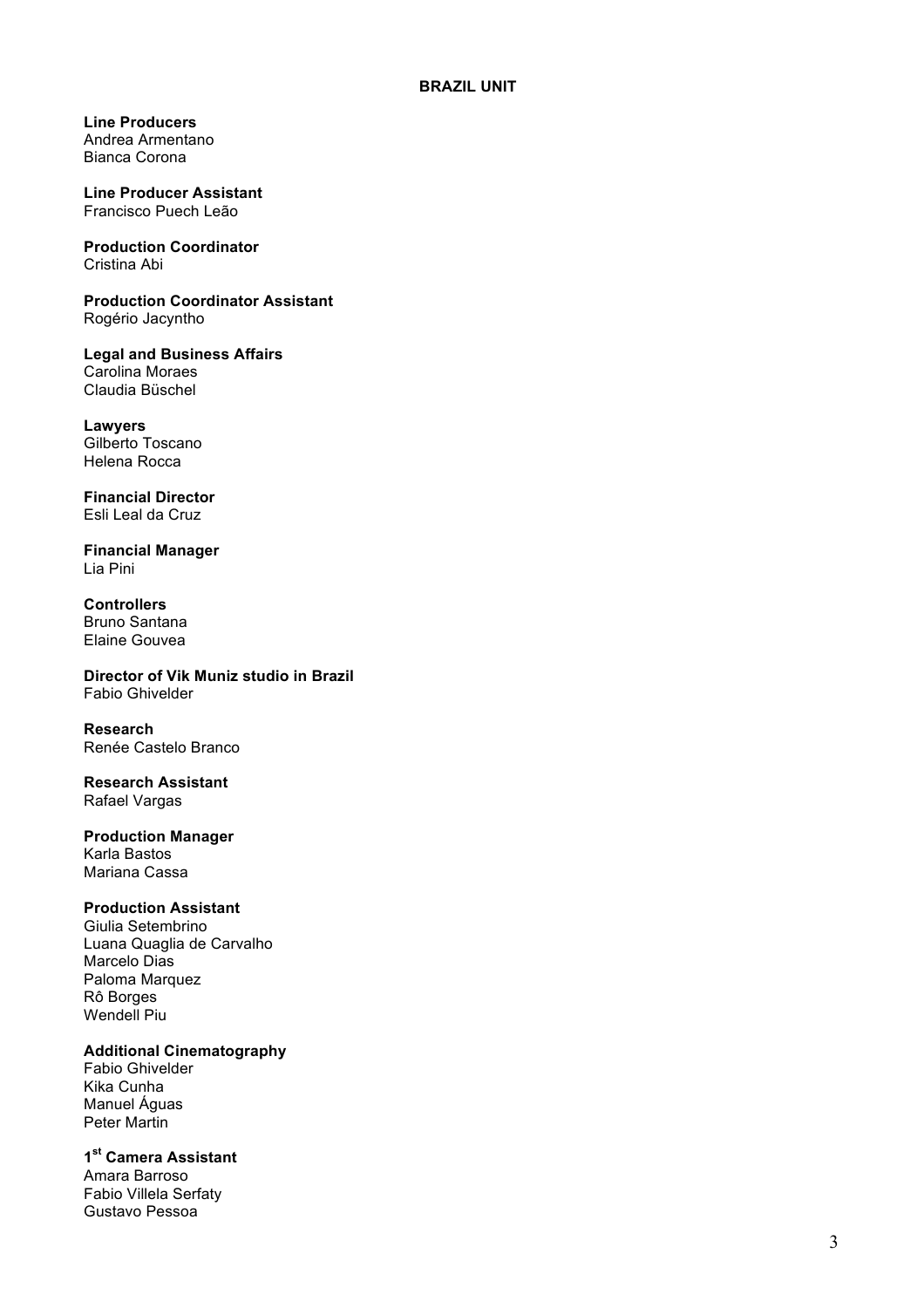## BRAZIL UNIT

**Line Producers**
Andrea Armentano
Bianca Corona

**Line Producer Assistant**
Francisco Puech Leão

**Production Coordinator**
Cristina Abi

**Production Coordinator Assistant**
Rogério Jacyntho

**Legal and Business Affairs**
Carolina Moraes
Claudia Büschel

**Lawyers**
Gilberto Toscano
Helena Rocca

**Financial Director**
Esli Leal da Cruz

**Financial Manager**
Lia Pini

**Controllers**
Bruno Santana
Elaine Gouvea

**Director of Vik Muniz studio in Brazil**
Fabio Ghivelder

**Research**
Renée Castelo Branco

**Research Assistant**
Rafael Vargas

**Production Manager**
Karla Bastos
Mariana Cassa

**Production Assistant**
Giulia Setembrino
Luana Quaglia de Carvalho
Marcelo Dias
Paloma Marquez
Rô Borges
Wendell Piu

**Additional Cinematography**
Fabio Ghivelder
Kika Cunha
Manuel Águas
Peter Martin

**1st Camera Assistant**
Amara Barroso
Fabio Villela Serfaty
Gustavo Pessoa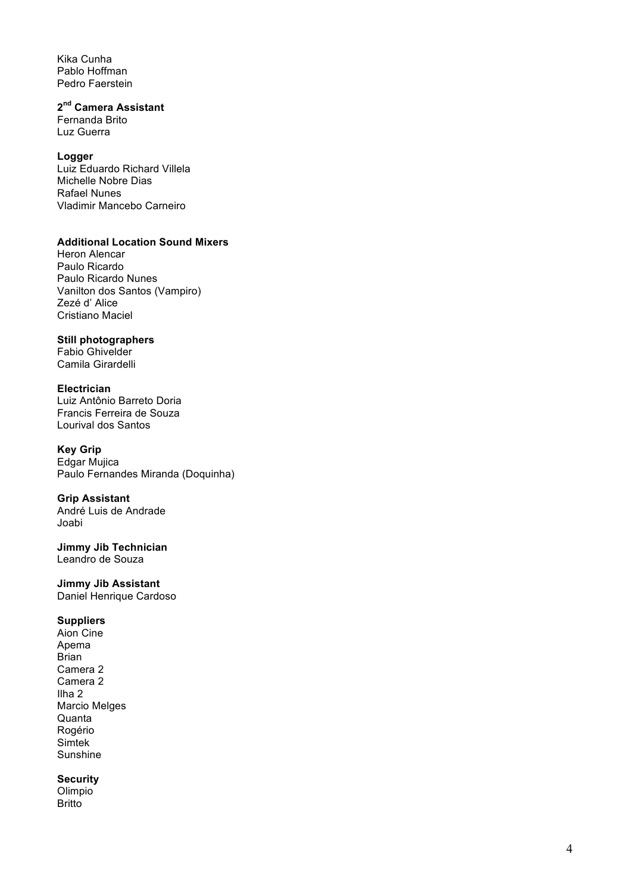Kika Cunha
Pablo Hoffman
Pedro Faerstein

**2nd Camera Assistant**
Fernanda Brito
Luz Guerra

**Logger**
Luiz Eduardo Richard Villela
Michelle Nobre Dias
Rafael Nunes
Vladimir Mancebo Carneiro

**Additional Location Sound Mixers**
Heron Alencar
Paulo Ricardo
Paulo Ricardo Nunes
Vanilton dos Santos (Vampiro)
Zezé d' Alice
Cristiano Maciel

**Still photographers**
Fabio Ghivelder
Camila Girardelli

**Electrician**
Luiz Antônio Barreto Doria
Francis Ferreira de Souza
Lourival dos Santos

**Key Grip**
Edgar Mujica
Paulo Fernandes Miranda (Doquinha)

**Grip Assistant**
André Luis de Andrade
Joabi

**Jimmy Jib Technician**
Leandro de Souza

**Jimmy Jib Assistant**
Daniel Henrique Cardoso

**Suppliers**
Aion Cine
Apema
Brian
Camera 2
Camera 2
Ilha 2
Marcio Melges
Quanta
Rogério
Simtek
Sunshine

**Security**
Olimpio
Britto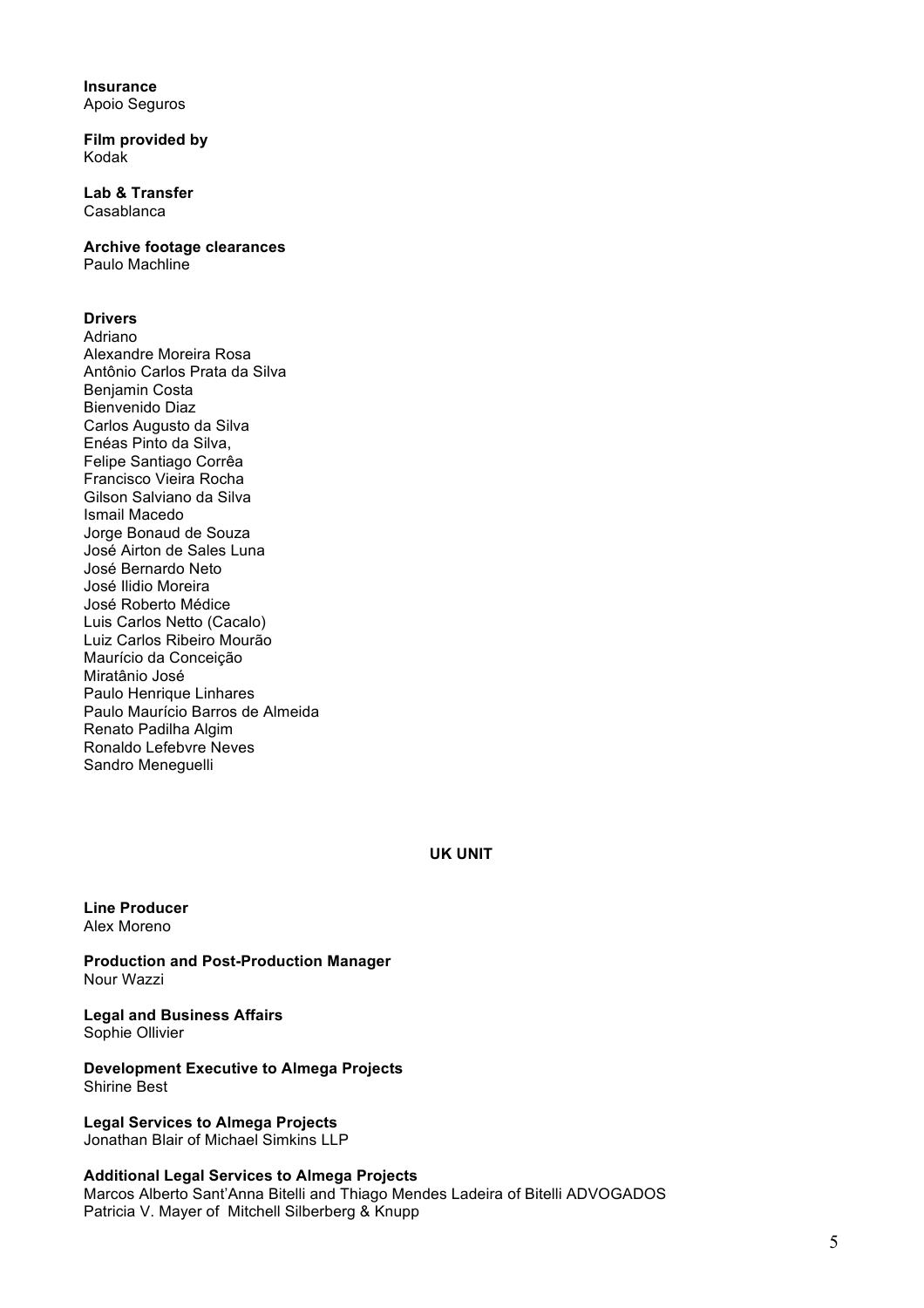**Insurance**
Apoio Seguros

**Film provided by**
Kodak

**Lab & Transfer**
Casablanca

**Archive footage clearances**
Paulo Machline

**Drivers**
Adriano
Alexandre Moreira Rosa
Antônio Carlos Prata da Silva
Benjamin Costa
Bienvenido Diaz
Carlos Augusto da Silva
Enéas Pinto da Silva,
Felipe Santiago Corrêa
Francisco Vieira Rocha
Gilson Salviano da Silva
Ismail Macedo
Jorge Bonaud de Souza
José Airton de Sales Luna
José Bernardo Neto
José Ilidio Moreira
José Roberto Médice
Luis Carlos Netto (Cacalo)
Luiz Carlos Ribeiro Mourão
Maurício da Conceição
Miratânio José
Paulo Henrique Linhares
Paulo Maurício Barros de Almeida
Renato Padilha Algim
Ronaldo Lefebvre Neves
Sandro Meneguelli

## UK UNIT

**Line Producer**
Alex Moreno

**Production and Post-Production Manager**
Nour Wazzi

**Legal and Business Affairs**
Sophie Ollivier

**Development Executive to Almega Projects**
Shirine Best

**Legal Services to Almega Projects**
Jonathan Blair of Michael Simkins LLP

**Additional Legal Services to Almega Projects**
Marcos Alberto Sant'Anna Bitelli and Thiago Mendes Ladeira of Bitelli ADVOGADOS
Patricia V. Mayer of Mitchell Silberberg & Knupp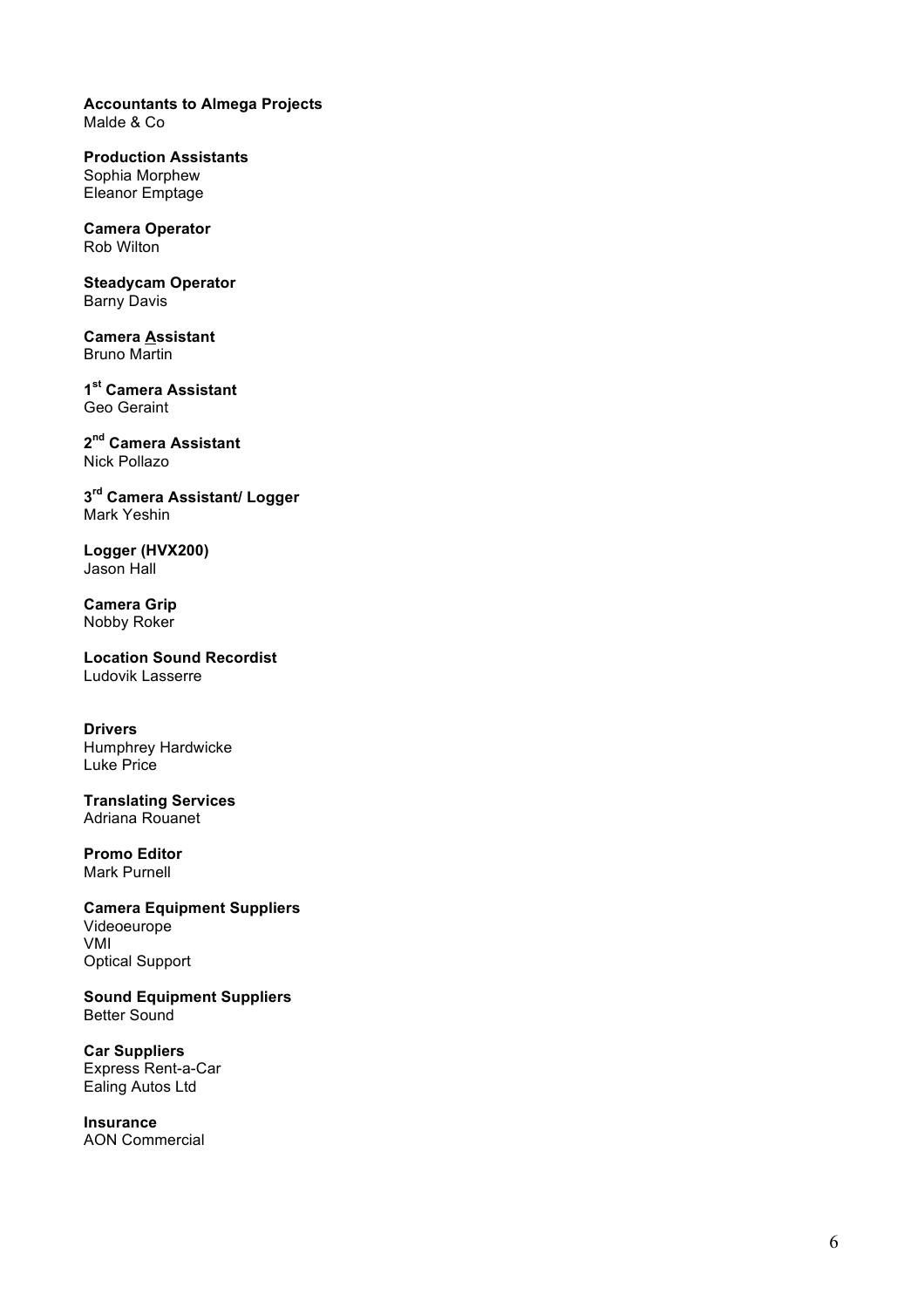**Accountants to Almega Projects**
Malde & Co

**Production Assistants**
Sophia Morphew
Eleanor Emptage

**Camera Operator**
Rob Wilton

**Steadycam Operator**
Barny Davis

**Camera Assistant**
Bruno Martin

**1st Camera Assistant**
Geo Geraint

**2nd Camera Assistant**
Nick Pollazo

**3rd Camera Assistant/ Logger**
Mark Yeshin

**Logger (HVX200)**
Jason Hall

**Camera Grip**
Nobby Roker

**Location Sound Recordist**
Ludovik Lasserre

**Drivers**
Humphrey Hardwicke
Luke Price

**Translating Services**
Adriana Rouanet

**Promo Editor**
Mark Purnell

**Camera Equipment Suppliers**
Videoeurope
VMI
Optical Support

**Sound Equipment Suppliers**
Better Sound

**Car Suppliers**
Express Rent-a-Car
Ealing Autos Ltd

**Insurance**
AON Commercial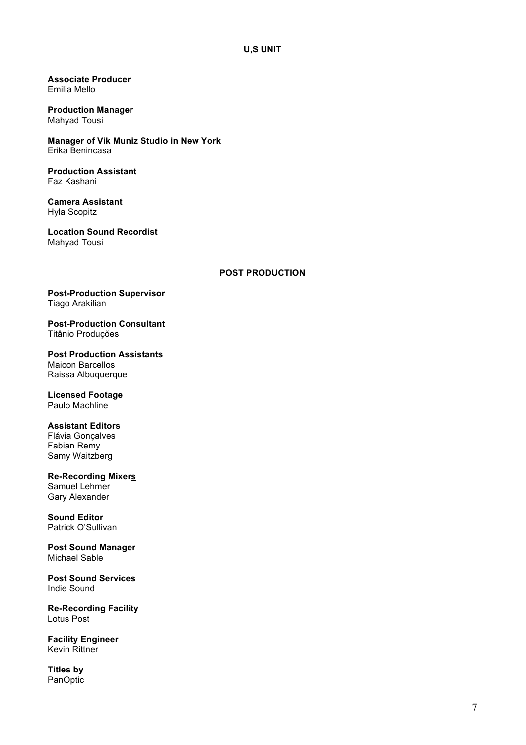## U,S UNIT

**Associate Producer**
Emilia Mello

**Production Manager**
Mahyad Tousi

**Manager of Vik Muniz Studio in New York**
Erika Benincasa

**Production Assistant**
Faz Kashani

**Camera Assistant**
Hyla Scopitz

**Location Sound Recordist**
Mahyad Tousi

## POST PRODUCTION

**Post-Production Supervisor**
Tiago Arakilian

**Post-Production Consultant**
Titânio Produções

**Post Production Assistants**
Maicon Barcellos
Raissa Albuquerque

**Licensed Footage**
Paulo Machline

**Assistant Editors**
Flávia Gonçalves
Fabian Remy
Samy Waitzberg

**Re-Recording Mixers**
Samuel Lehmer
Gary Alexander

**Sound Editor**
Patrick O'Sullivan

**Post Sound Manager**
Michael Sable

**Post Sound Services**
Indie Sound

**Re-Recording Facility**
Lotus Post

**Facility Engineer**
Kevin Rittner

**Titles by**
PanOptic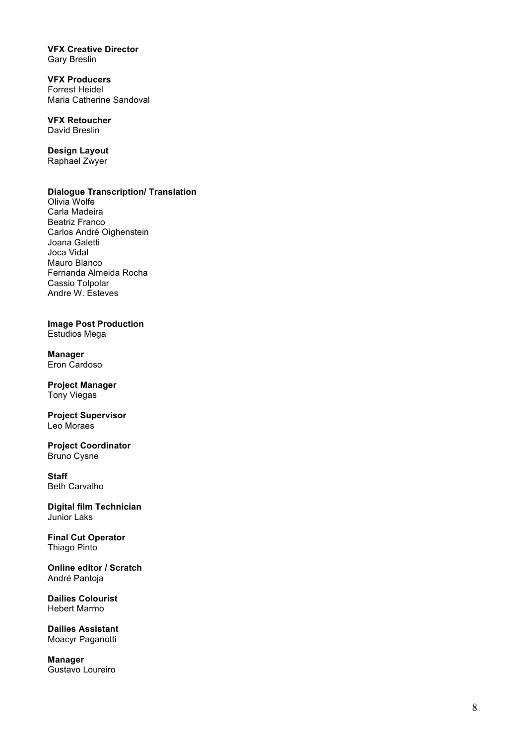**VFX Creative Director**
Gary Breslin

**VFX Producers**
Forrest Heidel
Maria Catherine Sandoval

**VFX Retoucher**
David Breslin

**Design Layout**
Raphael Zwyer

**Dialogue Transcription/ Translation**
Olivia Wolfe
Carla Madeira
Beatriz Franco
Carlos André Oighenstein
Joana Galetti
Joca Vidal
Mauro Blanco
Fernanda Almeida Rocha
Cassio Tolpolar
Andre W. Esteves

**Image Post Production**
Estudios Mega

**Manager**
Eron Cardoso

**Project Manager**
Tony Viegas

**Project Supervisor**
Leo Moraes

**Project Coordinator**
Bruno Cysne

**Staff**
Beth Carvalho

**Digital film Technician**
Junior Laks

**Final Cut Operator**
Thiago Pinto

**Online editor / Scratch**
André Pantoja

**Dailies Colourist**
Hebert Marmo

**Dailies Assistant**
Moacyr Paganotti

**Manager**
Gustavo Loureiro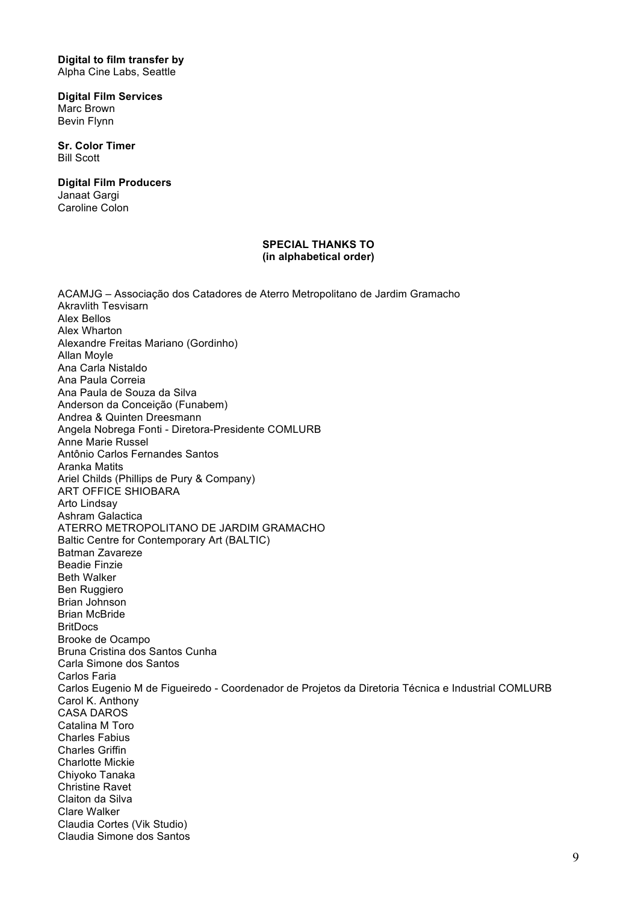**Digital to film transfer by**
Alpha Cine Labs, Seattle

**Digital Film Services**
Marc Brown
Bevin Flynn

**Sr. Color Timer**
Bill Scott

**Digital Film Producers**
Janaat Gargi
Caroline Colon

**SPECIAL THANKS TO**
**(in alphabetical order)**

ACAMJG – Associação dos Catadores de Aterro Metropolitano de Jardim Gramacho
Akravlith Tesvisarn
Alex Bellos
Alex Wharton
Alexandre Freitas Mariano (Gordinho)
Allan Moyle
Ana Carla Nistaldo
Ana Paula Correia
Ana Paula de Souza da Silva
Anderson da Conceição (Funabem)
Andrea & Quinten Dreesmann
Angela Nobrega Fonti - Diretora-Presidente COMLURB
Anne Marie Russel
Antônio Carlos Fernandes Santos
Aranka Matits
Ariel Childs (Phillips de Pury & Company)
ART OFFICE SHIOBARA
Arto Lindsay
Ashram Galactica
ATERRO METROPOLITANO DE JARDIM GRAMACHO
Baltic Centre for Contemporary Art (BALTIC)
Batman Zavareze
Beadie Finzie
Beth Walker
Ben Ruggiero
Brian Johnson
Brian McBride
BritDocs
Brooke de Ocampo
Bruna Cristina dos Santos Cunha
Carla Simone dos Santos
Carlos Faria
Carlos Eugenio M de Figueiredo - Coordenador de Projetos da Diretoria Técnica e Industrial COMLURB
Carol K. Anthony
CASA DAROS
Catalina M Toro
Charles Fabius
Charles Griffin
Charlotte Mickie
Chiyoko Tanaka
Christine Ravet
Claiton da Silva
Clare Walker
Claudia Cortes (Vik Studio)
Claudia Simone dos Santos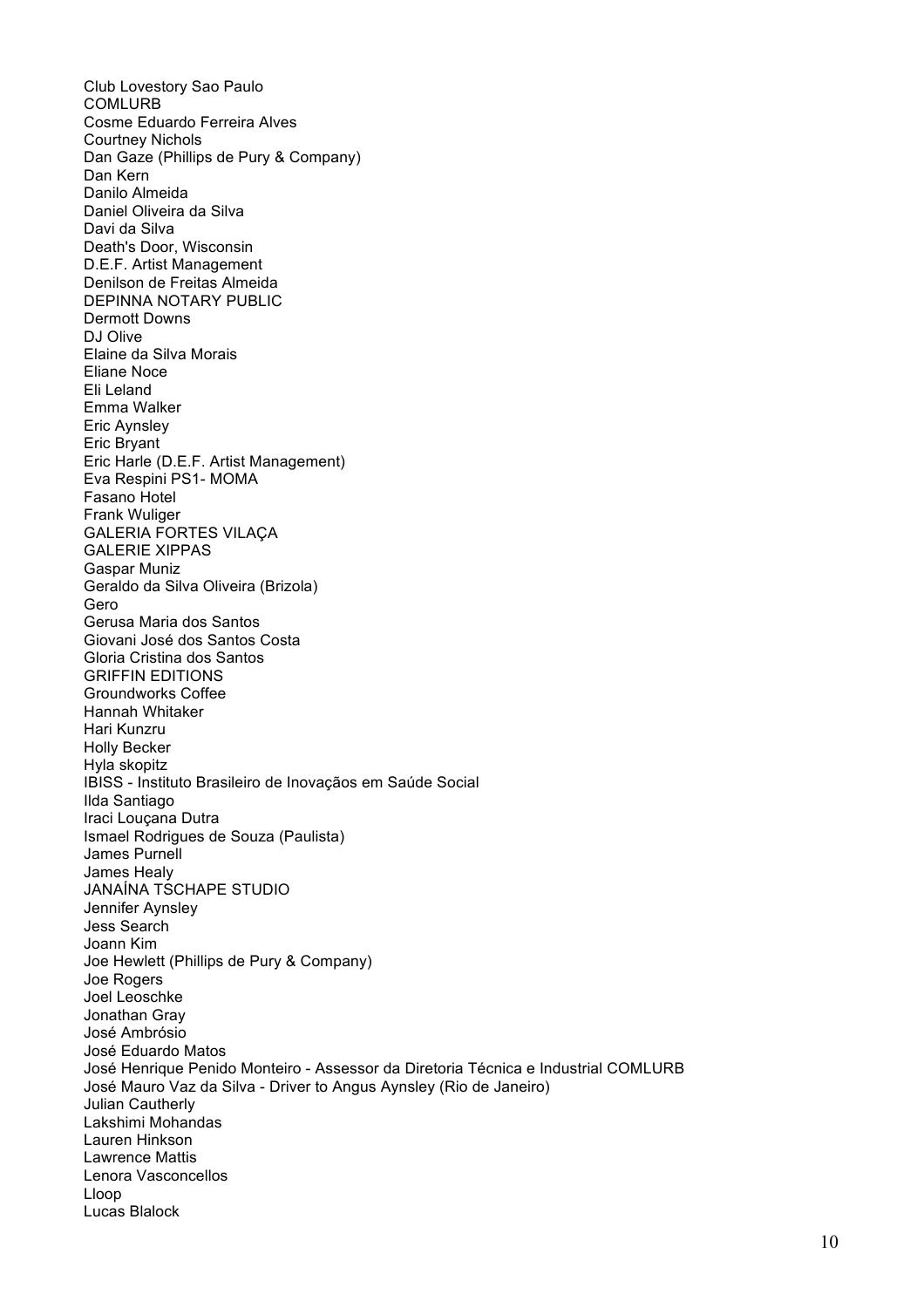Club Lovestory Sao Paulo
COMLURB
Cosme Eduardo Ferreira Alves
Courtney Nichols
Dan Gaze (Phillips de Pury & Company)
Dan Kern
Danilo Almeida
Daniel Oliveira da Silva
Davi da Silva
Death's Door, Wisconsin
D.E.F. Artist Management
Denilson de Freitas Almeida
DEPINNA NOTARY PUBLIC
Dermott Downs
DJ Olive
Elaine da Silva Morais
Eliane Noce
Eli Leland
Emma Walker
Eric Aynsley
Eric Bryant
Eric Harle (D.E.F. Artist Management)
Eva Respini PS1- MOMA
Fasano Hotel
Frank Wuliger
GALERIA FORTES VILAÇA
GALERIE XIPPAS
Gaspar Muniz
Geraldo da Silva Oliveira (Brizola)
Gero
Gerusa Maria dos Santos
Giovani José dos Santos Costa
Gloria Cristina dos Santos
GRIFFIN EDITIONS
Groundworks Coffee
Hannah Whitaker
Hari Kunzru
Holly Becker
Hyla skopitz
IBISS - Instituto Brasileiro de Inovaçãos em Saúde Social
Ilda Santiago
Iraci Louçana Dutra
Ismael Rodrigues de Souza (Paulista)
James Purnell
James Healy
JANAÍNA TSCHAPE STUDIO
Jennifer Aynsley
Jess Search
Joann Kim
Joe Hewlett (Phillips de Pury & Company)
Joe Rogers
Joel Leoschke
Jonathan Gray
José Ambrósio
José Eduardo Matos
José Henrique Penido Monteiro - Assessor da Diretoria Técnica e Industrial COMLURB
José Mauro Vaz da Silva - Driver to Angus Aynsley (Rio de Janeiro)
Julian Cautherly
Lakshimi Mohandas
Lauren Hinkson
Lawrence Mattis
Lenora Vasconcellos
Lloop
Lucas Blalock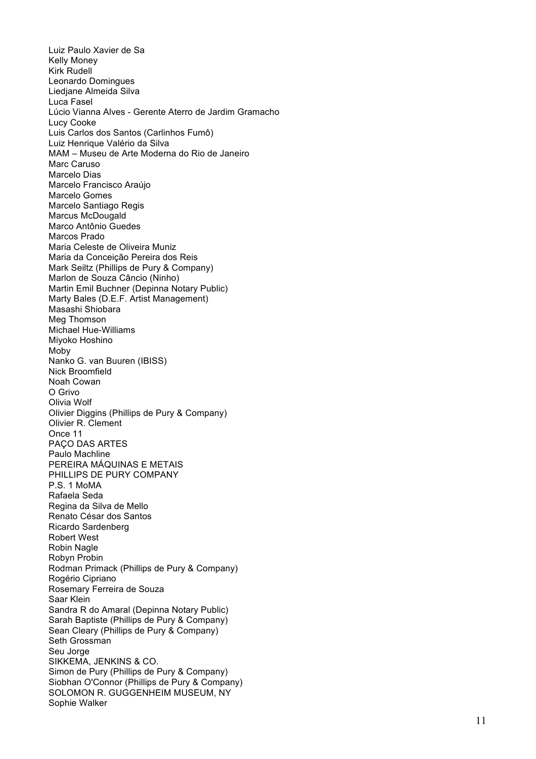Luiz Paulo Xavier de Sa
Kelly Money
Kirk Rudell
Leonardo Domingues
Liedjane Almeida Silva
Luca Fasel
Lúcio Vianna Alves - Gerente Aterro de Jardim Gramacho
Lucy Cooke
Luis Carlos dos Santos (Carlinhos Fumô)
Luiz Henrique Valério da Silva
MAM – Museu de Arte Moderna do Rio de Janeiro
Marc Caruso
Marcelo Dias
Marcelo Francisco Araújo
Marcelo Gomes
Marcelo Santiago Regis
Marcus McDougald
Marco Antônio Guedes
Marcos Prado
Maria Celeste de Oliveira Muniz
Maria da Conceição Pereira dos Reis
Mark Seiltz (Phillips de Pury & Company)
Marlon de Souza Câncio (Ninho)
Martin Emil Buchner (Depinna Notary Public)
Marty Bales (D.E.F. Artist Management)
Masashi Shiobara
Meg Thomson
Michael Hue-Williams
Miyoko Hoshino
Moby
Nanko G. van Buuren (IBISS)
Nick Broomfield
Noah Cowan
O Grivo
Olivia Wolf
Olivier Diggins (Phillips de Pury & Company)
Olivier R. Clement
Once 11
PAÇO DAS ARTES
Paulo Machline
PEREIRA MÁQUINAS E METAIS
PHILLIPS DE PURY COMPANY
P.S. 1 MoMA
Rafaela Seda
Regina da Silva de Mello
Renato César dos Santos
Ricardo Sardenberg
Robert West
Robin Nagle
Robyn Probin
Rodman Primack (Phillips de Pury & Company)
Rogério Cipriano
Rosemary Ferreira de Souza
Saar Klein
Sandra R do Amaral (Depinna Notary Public)
Sarah Baptiste (Phillips de Pury & Company)
Sean Cleary (Phillips de Pury & Company)
Seth Grossman
Seu Jorge
SIKKEMA, JENKINS & CO.
Simon de Pury (Phillips de Pury & Company)
Siobhan O'Connor (Phillips de Pury & Company)
SOLOMON R. GUGGENHEIM MUSEUM, NY
Sophie Walker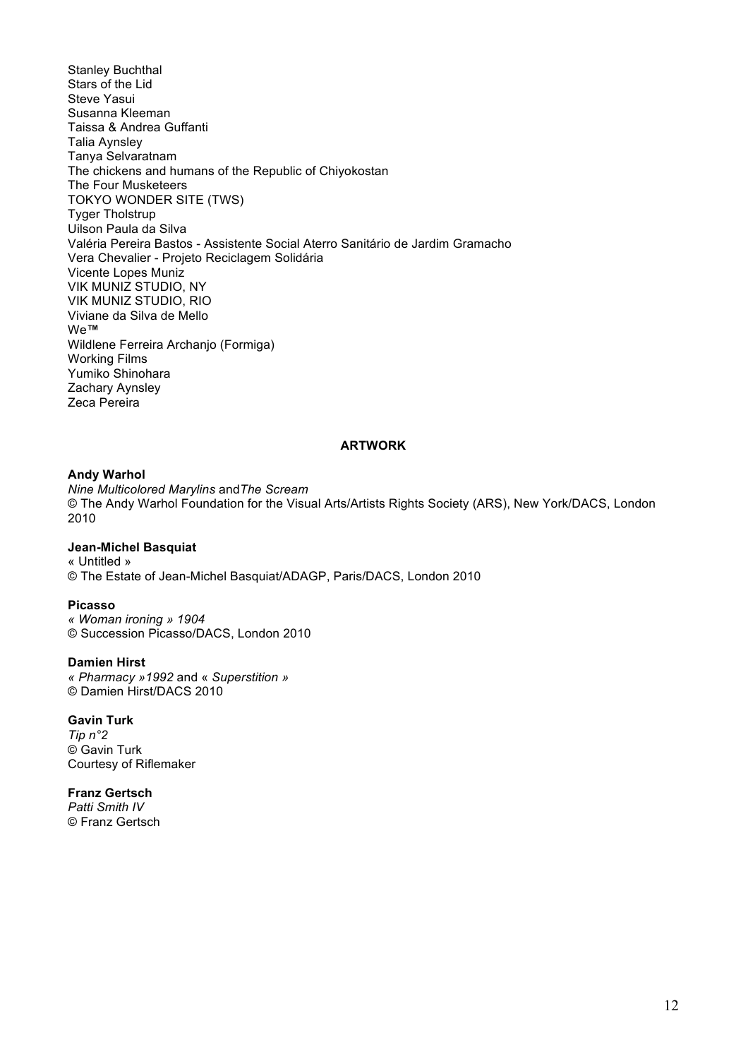Stanley Buchthal
Stars of the Lid
Steve Yasui
Susanna Kleeman
Taissa & Andrea Guffanti
Talia Aynsley
Tanya Selvaratnam
The chickens and humans of the Republic of Chiyokostan
The Four Musketeers
TOKYO WONDER SITE (TWS)
Tyger Tholstrup
Uilson Paula da Silva
Valéria Pereira Bastos - Assistente Social Aterro Sanitário de Jardim Gramacho
Vera Chevalier - Projeto Reciclagem Solidária
Vicente Lopes Muniz
VIK MUNIZ STUDIO, NY
VIK MUNIZ STUDIO, RIO
Viviane da Silva de Mello
We™
Wildlene Ferreira Archanjo (Formiga)
Working Films
Yumiko Shinohara
Zachary Aynsley
Zeca Pereira

## ARTWORK

**Andy Warhol**
*Nine Multicolored Marylins* and*The Scream*
© The Andy Warhol Foundation for the Visual Arts/Artists Rights Society (ARS), New York/DACS, London 2010

**Jean-Michel Basquiat**
« Untitled »
© The Estate of Jean-Michel Basquiat/ADAGP, Paris/DACS, London 2010

**Picasso**
*« Woman ironing » 1904*
© Succession Picasso/DACS, London 2010

**Damien Hirst**
*« Pharmacy »1992* and « *Superstition »*
© Damien Hirst/DACS 2010

**Gavin Turk**
*Tip n°2*
© Gavin Turk
Courtesy of Riflemaker

**Franz Gertsch**
*Patti Smith IV*
© Franz Gertsch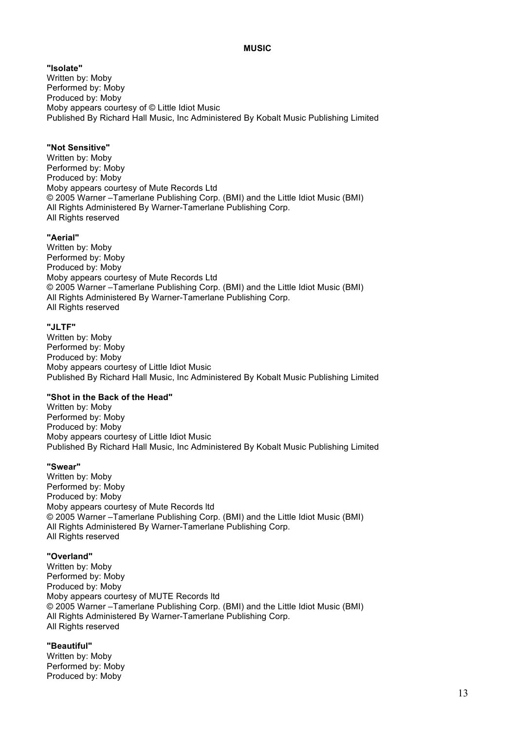**MUSIC**

**"Isolate"**
Written by: Moby
Performed by: Moby
Produced by: Moby
Moby appears courtesy of © Little Idiot Music
Published By Richard Hall Music, Inc Administered By Kobalt Music Publishing Limited

**"Not Sensitive"**
Written by: Moby
Performed by: Moby
Produced by: Moby
Moby appears courtesy of Mute Records Ltd
© 2005 Warner –Tamerlane Publishing Corp. (BMI) and the Little Idiot Music (BMI)
All Rights Administered By Warner-Tamerlane Publishing Corp.
All Rights reserved

**"Aerial"**
Written by: Moby
Performed by: Moby
Produced by: Moby
Moby appears courtesy of Mute Records Ltd
© 2005 Warner –Tamerlane Publishing Corp. (BMI) and the Little Idiot Music (BMI)
All Rights Administered By Warner-Tamerlane Publishing Corp.
All Rights reserved

**"JLTF"**
Written by: Moby
Performed by: Moby
Produced by: Moby
Moby appears courtesy of Little Idiot Music
Published By Richard Hall Music, Inc Administered By Kobalt Music Publishing Limited

**"Shot in the Back of the Head"**
Written by: Moby
Performed by: Moby
Produced by: Moby
Moby appears courtesy of Little Idiot Music
Published By Richard Hall Music, Inc Administered By Kobalt Music Publishing Limited

**"Swear"**
Written by: Moby
Performed by: Moby
Produced by: Moby
Moby appears courtesy of Mute Records ltd
© 2005 Warner –Tamerlane Publishing Corp. (BMI) and the Little Idiot Music (BMI)
All Rights Administered By Warner-Tamerlane Publishing Corp.
All Rights reserved

**"Overland"**
Written by: Moby
Performed by: Moby
Produced by: Moby
Moby appears courtesy of MUTE Records ltd
© 2005 Warner –Tamerlane Publishing Corp. (BMI) and the Little Idiot Music (BMI)
All Rights Administered By Warner-Tamerlane Publishing Corp.
All Rights reserved

**"Beautiful"**
Written by: Moby
Performed by: Moby
Produced by: Moby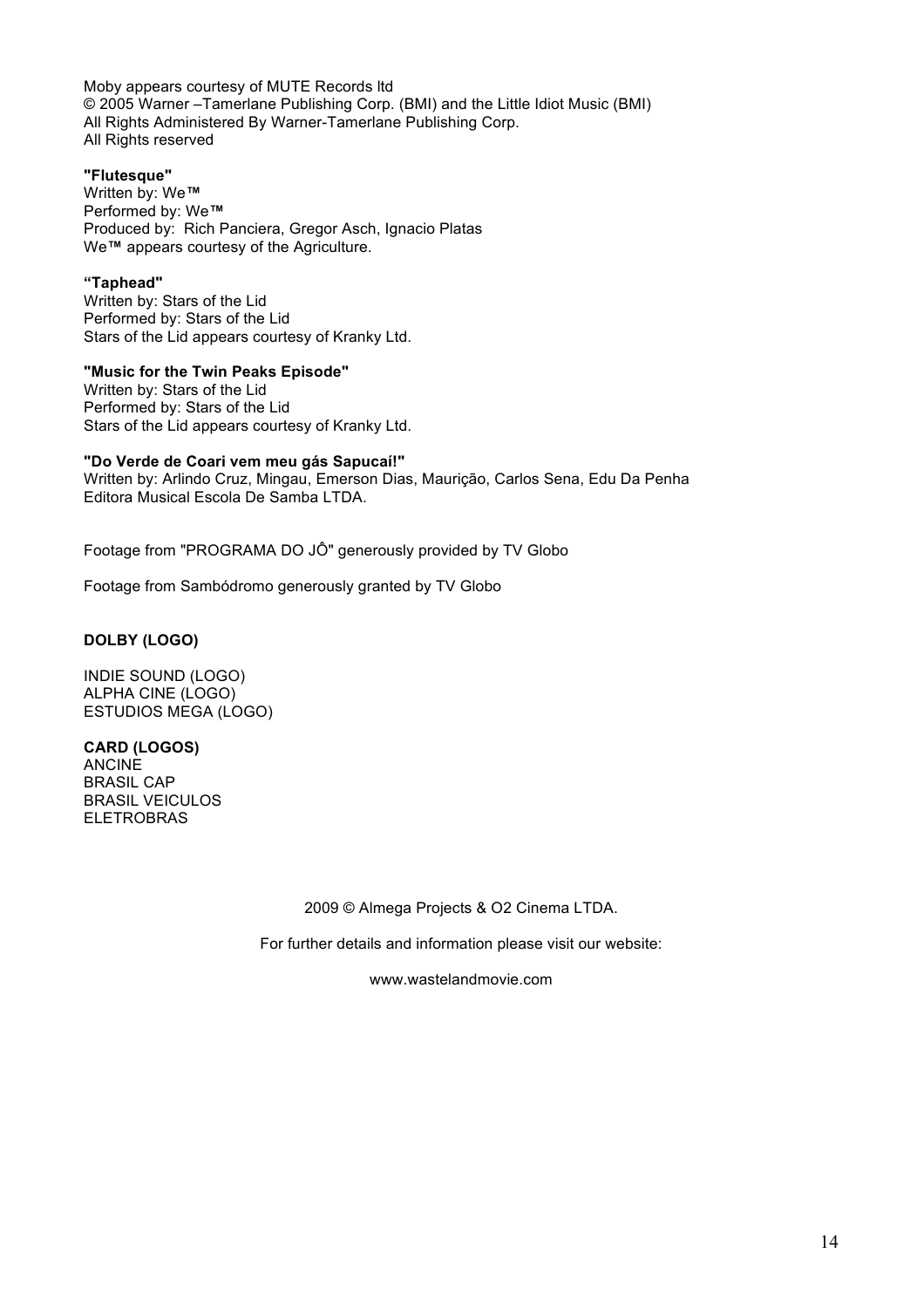Moby appears courtesy of MUTE Records ltd
© 2005 Warner –Tamerlane Publishing Corp. (BMI) and the Little Idiot Music (BMI)
All Rights Administered By Warner-Tamerlane Publishing Corp.
All Rights reserved

**"Flutesque"**
Written by: We™
Performed by: We™
Produced by: Rich Panciera, Gregor Asch, Ignacio Platas
We™ appears courtesy of the Agriculture.

**"Taphead"**
Written by: Stars of the Lid
Performed by: Stars of the Lid
Stars of the Lid appears courtesy of Kranky Ltd.

**"Music for the Twin Peaks Episode"**
Written by: Stars of the Lid
Performed by: Stars of the Lid
Stars of the Lid appears courtesy of Kranky Ltd.

**"Do Verde de Coari vem meu gás Sapucaí!"**
Written by: Arlindo Cruz, Mingau, Emerson Dias, Maurição, Carlos Sena, Edu Da Penha
Editora Musical Escola De Samba LTDA.

Footage from "PROGRAMA DO JÔ" generously provided by TV Globo

Footage from Sambódromo generously granted by TV Globo

**DOLBY (LOGO)**

INDIE SOUND (LOGO)
ALPHA CINE (LOGO)
ESTUDIOS MEGA (LOGO)

**CARD (LOGOS)**
ANCINE
BRASIL CAP
BRASIL VEICULOS
ELETROBRAS

2009 © Almega Projects & O2 Cinema LTDA.

For further details and information please visit our website:

www.wastelandmovie.com